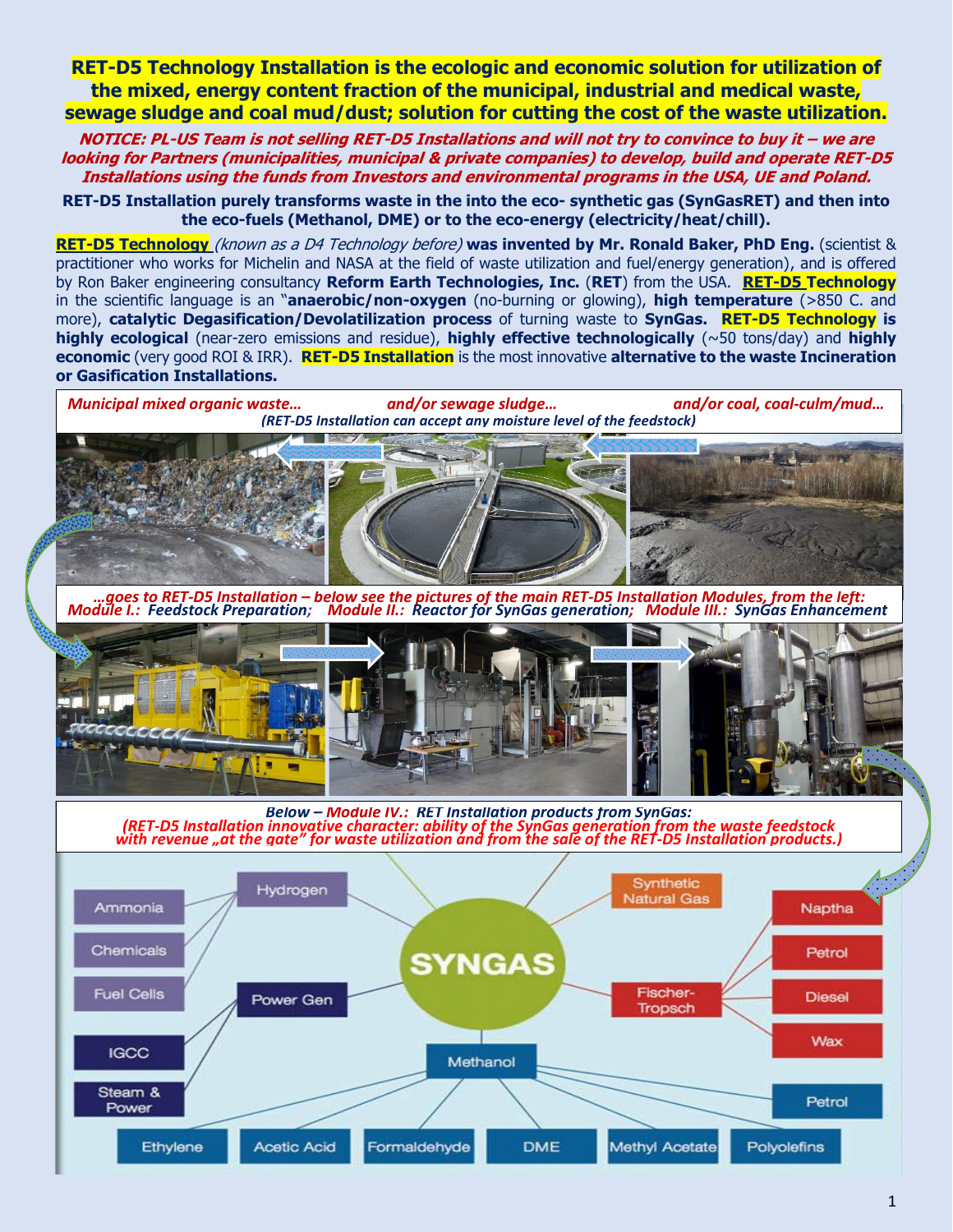# RET-D5 Technology Installation is the ecologic and economic solution for utilization of the mixed, energy content fraction of the municipal, industrial and medical waste, sewage sludge and coal mud/dust; solution for cutting the cost of the waste utilization.

***NOTICE: PL-US Team is not selling RET-D5 Installations and will not try to convince to buy it – we are looking for Partners (municipalities, municipal & private companies) to develop, build and operate RET-D5 Installations using the funds from Investors and environmental programs in the USA, UE and Poland.***

**RET-D5 Installation purely transforms waste in the into the eco- synthetic gas (SynGasRET) and then into the eco-fuels (Methanol, DME) or to the eco-energy (electricity/heat/chill).**

**RET-D5 Technology** *(known as a D4 Technology before)* **was invented by Mr. Ronald Baker, PhD Eng.** (scientist & practitioner who works for Michelin and NASA at the field of waste utilization and fuel/energy generation), and is offered by Ron Baker engineering consultancy **Reform Earth Technologies, Inc.** (**RET**) from the USA. **RET-D5 Technology** in the scientific language is an "**anaerobic/non-oxygen** (no-burning or glowing), **high temperature** (>850 C. and more), **catalytic Degasification/Devolatilization process** of turning waste to **SynGas. RET-D5 Technology is highly ecological** (near-zero emissions and residue), **highly effective technologically** (~50 tons/day) and **highly economic** (very good ROI & IRR). **RET-D5 Installation** is the most innovative **alternative to the waste Incineration or Gasification Installations.**

*Municipal mixed organic waste… and/or sewage sludge… and/or coal, coal-culm/mud…*
*(RET-D5 Installation can accept any moisture level of the feedstock)*

*…goes to RET-D5 Installation – below see the pictures of the main RET-D5 Installation Modules, from the left:*
*Module I.: Feedstock Preparation; Module II.: Reactor for SynGas generation; Module III.: SynGas Enhancement*

*Below – Module IV.: RET Installation products from SynGas:*
*(RET-D5 Installation innovative character: ability of the SynGas generation from the waste feedstock with revenue „at the gate" for waste utilization and from the sale of the RET-D5 Installation products.)*

SYNGAS → Hydrogen (Ammonia, Chemicals, Fuel Cells); Power Gen (IGCC, Steam & Power); Synthetic Natural Gas; Fischer-Tropsch (Naptha, Petrol, Diesel, Wax); Methanol (Ethylene, Acetic Acid, Formaldehyde, DME, Methyl Acetate, Polyolefins, Petrol)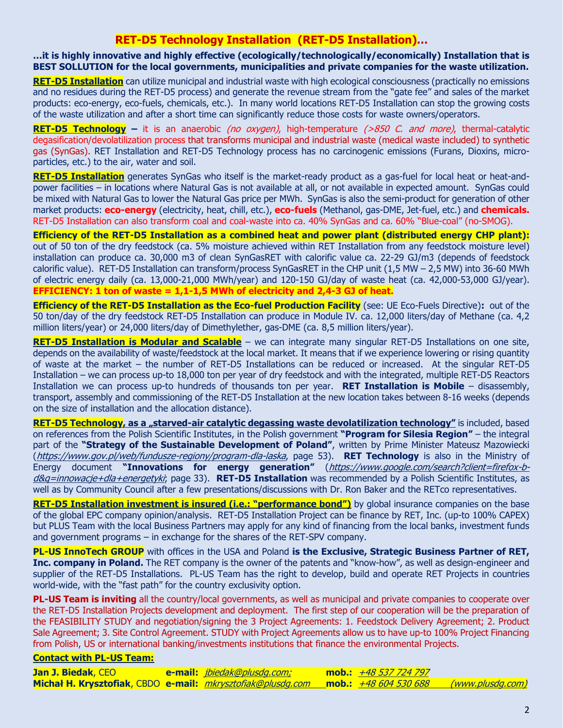## RET-D5 Technology Installation (RET-D5 Installation)…

**…it is highly innovative and highly effective (ecologically/technologically/economically) Installation that is BEST SOLLUTION for the local governments, municipalities and private companies for the waste utilization.**

**RET-D5 Installation** can utilize municipal and industrial waste with high ecological consciousness (practically no emissions and no residues during the RET-D5 process) and generate the revenue stream from the "gate fee" and sales of the market products: eco-energy, eco-fuels, chemicals, etc.). In many world locations RET-D5 Installation can stop the growing costs of the waste utilization and after a short time can significantly reduce those costs for waste owners/operators.

**RET-D5 Technology –** it is an anaerobic *(no oxygen)*, high-temperature *(>850 C. and more)*, thermal-catalytic degasification/devolatilization process that transforms municipal and industrial waste (medical waste included) to synthetic gas (SynGas). RET Installation and RET-D5 Technology process has no carcinogenic emissions (Furans, Dioxins, micro-particles, etc.) to the air, water and soil.

**RET-D5 Installation** generates SynGas who itself is the market-ready product as a gas-fuel for local heat or heat-and-power facilities – in locations where Natural Gas is not available at all, or not available in expected amount. SynGas could be mixed with Natural Gas to lower the Natural Gas price per MWh. SynGas is also the semi-product for generation of other market products: **eco-energy** (electricity, heat, chill, etc.), **eco-fuels** (Methanol, gas-DME, Jet-fuel, etc.) and **chemicals.** RET-D5 Installation can also transform coal and coal-waste into ca. 40% SynGas and ca. 60% "Blue-coal" (no-SMOG).

**Efficiency of the RET-D5 Installation as a combined heat and power plant (distributed energy CHP plant):** out of 50 ton of the dry feedstock (ca. 5% moisture achieved within RET Installation from any feedstock moisture level) installation can produce ca. 30,000 m3 of clean SynGasRET with calorific value ca. 22-29 GJ/m3 (depends of feedstock calorific value). RET-D5 Installation can transform/process SynGasRET in the CHP unit (1,5 MW – 2,5 MW) into 36-60 MWh of electric energy daily (ca. 13,000-21,000 MWh/year) and 120-150 GJ/day of waste heat (ca. 42,000-53,000 GJ/year). **EFFICIENCY: 1 ton of waste = 1,1-1,5 MWh of electricity and 2,4-3 GJ of heat.**

**Efficiency of the RET-D5 Installation as the Eco-fuel Production Facility** (see: UE Eco-Fuels Directive)**:** out of the 50 ton/day of the dry feedstock RET-D5 Installation can produce in Module IV. ca. 12,000 liters/day of Methane (ca. 4,2 million liters/year) or 24,000 liters/day of Dimethylether, gas-DME (ca. 8,5 million liters/year).

**RET-D5 Installation is Modular and Scalable** – we can integrate many singular RET-D5 Installations on one site, depends on the availability of waste/feedstock at the local market. It means that if we experience lowering or rising quantity of waste at the market – the number of RET-D5 Installations can be reduced or increased. At the singular RET-D5 Installation – we can process up-to 18,000 ton per year of dry feedstock and with the integrated, multiple RET-D5 Reactors Installation we can process up-to hundreds of thousands ton per year. **RET Installation is Mobile** – disassembly, transport, assembly and commissioning of the RET-D5 Installation at the new location takes between 8-16 weeks (depends on the size of installation and the allocation distance).

**RET-D5 Technology, as a „starved-air catalytic degassing waste devolatilization technology"** is included, based on references from the Polish Scientific Institutes, in the Polish government **"Program for Silesia Region"** – the integral part of the **"Strategy of the Sustainable Development of Poland"**, written by Prime Minister Mateusz Mazowiecki (*https://www.gov.pl/web/fundusze-regiony/program-dla-slaska*, page 53). **RET Technology** is also in the Ministry of Energy document **"Innovations for energy generation"** (*https://www.google.com/search?client=firefox-b-d&q=innowacje+dla+energetyki*, page 33). **RET-D5 Installation** was recommended by a Polish Scientific Institutes, as well as by Community Council after a few presentations/discussions with Dr. Ron Baker and the RETco representatives.

**RET-D5 Installation investment is insured (i.e.: "performance bond")** by global insurance companies on the base of the global EPC company opinion/analysis. RET-D5 Installation Project can be finance by RET, Inc. (up-to 100% CAPEX) but PLUS Team with the local Business Partners may apply for any kind of financing from the local banks, investment funds and government programs – in exchange for the shares of the RET-SPV company.

**PL-US InnoTech GROUP** with offices in the USA and Poland **is the Exclusive, Strategic Business Partner of RET, Inc. company in Poland.** The RET company is the owner of the patents and "know-how", as well as design-engineer and supplier of the RET-D5 Installations. PL-US Team has the right to develop, build and operate RET Projects in countries world-wide, with the "fast path" for the country exclusivity option.

**PL-US Team is inviting** all the country/local governments, as well as municipal and private companies to cooperate over the RET-D5 Installation Projects development and deployment. The first step of our cooperation will be the preparation of the FEASIBILITY STUDY and negotiation/signing the 3 Project Agreements: 1. Feedstock Delivery Agreement; 2. Product Sale Agreement; 3. Site Control Agreement. STUDY with Project Agreements allow us to have up-to 100% Project Financing from Polish, US or international banking/investments institutions that finance the environmental Projects.

**Contact with PL-US Team:**

**Jan J. Biedak**, CEO **e-mail:** *jbiedak@plusdg.com;* **mob.:** *+48 537 724 797*
**Michał H. Krysztofiak**, CBDO **e-mail:** *mkrysztofiak@plusdg.com* **mob.:** *+48 604 530 688* *(www.plusdg.com)*